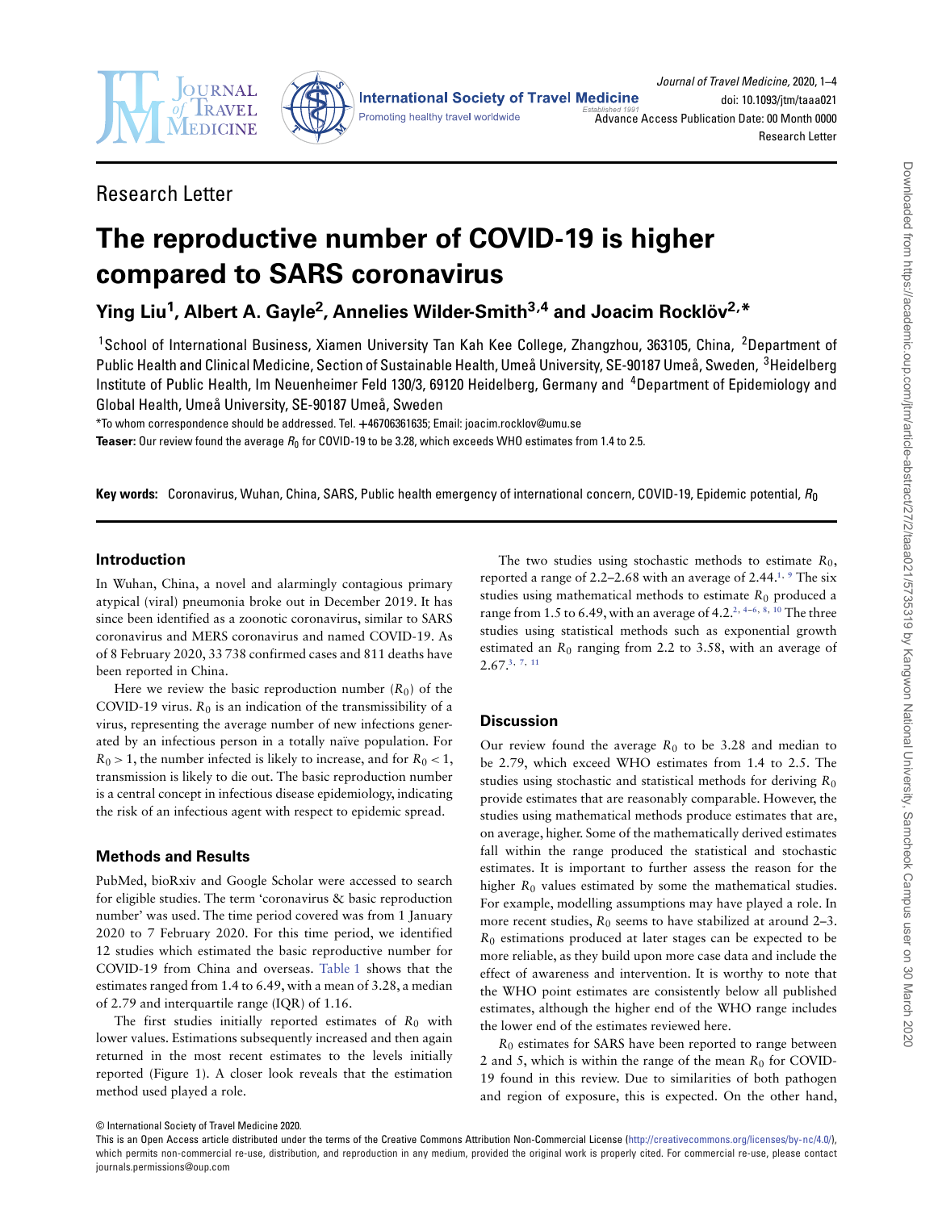Research Letter

# The reproductive number of COVID-19 is higher compared to SARS coronavirus

**Ying Liu[1], Albert A. Gayle[2], Annelies Wilder-Smith[3,4] and Joacim Rocklöv[2,*]**

[1]School of International Business, Xiamen University Tan Kah Kee College, Zhangzhou, 363105, China, [2]Department of Public Health and Clinical Medicine, Section of Sustainable Health, Umeå University, SE-90187 Umeå, Sweden, [3]Heidelberg Institute of Public Health, Im Neuenheimer Feld 130/3, 69120 Heidelberg, Germany and [4]Department of Epidemiology and Global Health, Umeå University, SE-90187 Umeå, Sweden

*To whom correspondence should be addressed. Tel. +46706361635; Email: joacim.rocklov@umu.se

**Teaser:** Our review found the average $R_0$ for COVID-19 to be 3.28, which exceeds WHO estimates from 1.4 to 2.5.

**Key words:** Coronavirus, Wuhan, China, SARS, Public health emergency of international concern, COVID-19, Epidemic potential, $R_0$

## Introduction

In Wuhan, China, a novel and alarmingly contagious primary atypical (viral) pneumonia broke out in December 2019. It has since been identified as a zoonotic coronavirus, similar to SARS coronavirus and MERS coronavirus and named COVID-19. As of 8 February 2020, 33 738 confirmed cases and 811 deaths have been reported in China.

Here we review the basic reproduction number ($R_0$) of the COVID-19 virus. $R_0$ is an indication of the transmissibility of a virus, representing the average number of new infections generated by an infectious person in a totally naïve population. For $R_0 > 1$, the number infected is likely to increase, and for $R_0 < 1$, transmission is likely to die out. The basic reproduction number is a central concept in infectious disease epidemiology, indicating the risk of an infectious agent with respect to epidemic spread.

## Methods and Results

PubMed, bioRxiv and Google Scholar were accessed to search for eligible studies. The term 'coronavirus & basic reproduction number' was used. The time period covered was from 1 January 2020 to 7 February 2020. For this time period, we identified 12 studies which estimated the basic reproductive number for COVID-19 from China and overseas. Table 1 shows that the estimates ranged from 1.4 to 6.49, with a mean of 3.28, a median of 2.79 and interquartile range (IQR) of 1.16.

The first studies initially reported estimates of $R_0$ with lower values. Estimations subsequently increased and then again returned in the most recent estimates to the levels initially reported (Figure 1). A closer look reveals that the estimation method used played a role.

The two studies using stochastic methods to estimate $R_0$, reported a range of 2.2–2.68 with an average of 2.44.[1, 9] The six studies using mathematical methods to estimate $R_0$ produced a range from 1.5 to 6.49, with an average of 4.2.[2, 4–6, 8, 10] The three studies using statistical methods such as exponential growth estimated an $R_0$ ranging from 2.2 to 3.58, with an average of 2.67.[3, 7, 11]

## Discussion

Our review found the average $R_0$ to be 3.28 and median to be 2.79, which exceed WHO estimates from 1.4 to 2.5. The studies using stochastic and statistical methods for deriving $R_0$ provide estimates that are reasonably comparable. However, the studies using mathematical methods produce estimates that are, on average, higher. Some of the mathematically derived estimates fall within the range produced the statistical and stochastic estimates. It is important to further assess the reason for the higher $R_0$ values estimated by some the mathematical studies. For example, modelling assumptions may have played a role. In more recent studies, $R_0$ seems to have stabilized at around 2–3. $R_0$ estimations produced at later stages can be expected to be more reliable, as they build upon more case data and include the effect of awareness and intervention. It is worthy to note that the WHO point estimates are consistently below all published estimates, although the higher end of the WHO range includes the lower end of the estimates reviewed here.

$R_0$ estimates for SARS have been reported to range between 2 and 5, which is within the range of the mean $R_0$ for COVID-19 found in this review. Due to similarities of both pathogen and region of exposure, this is expected. On the other hand,

© International Society of Travel Medicine 2020.

This is an Open Access article distributed under the terms of the Creative Commons Attribution Non-Commercial License (http://creativecommons.org/licenses/by-nc/4.0/), which permits non-commercial re-use, distribution, and reproduction in any medium, provided the original work is properly cited. For commercial re-use, please contact journals.permissions@oup.com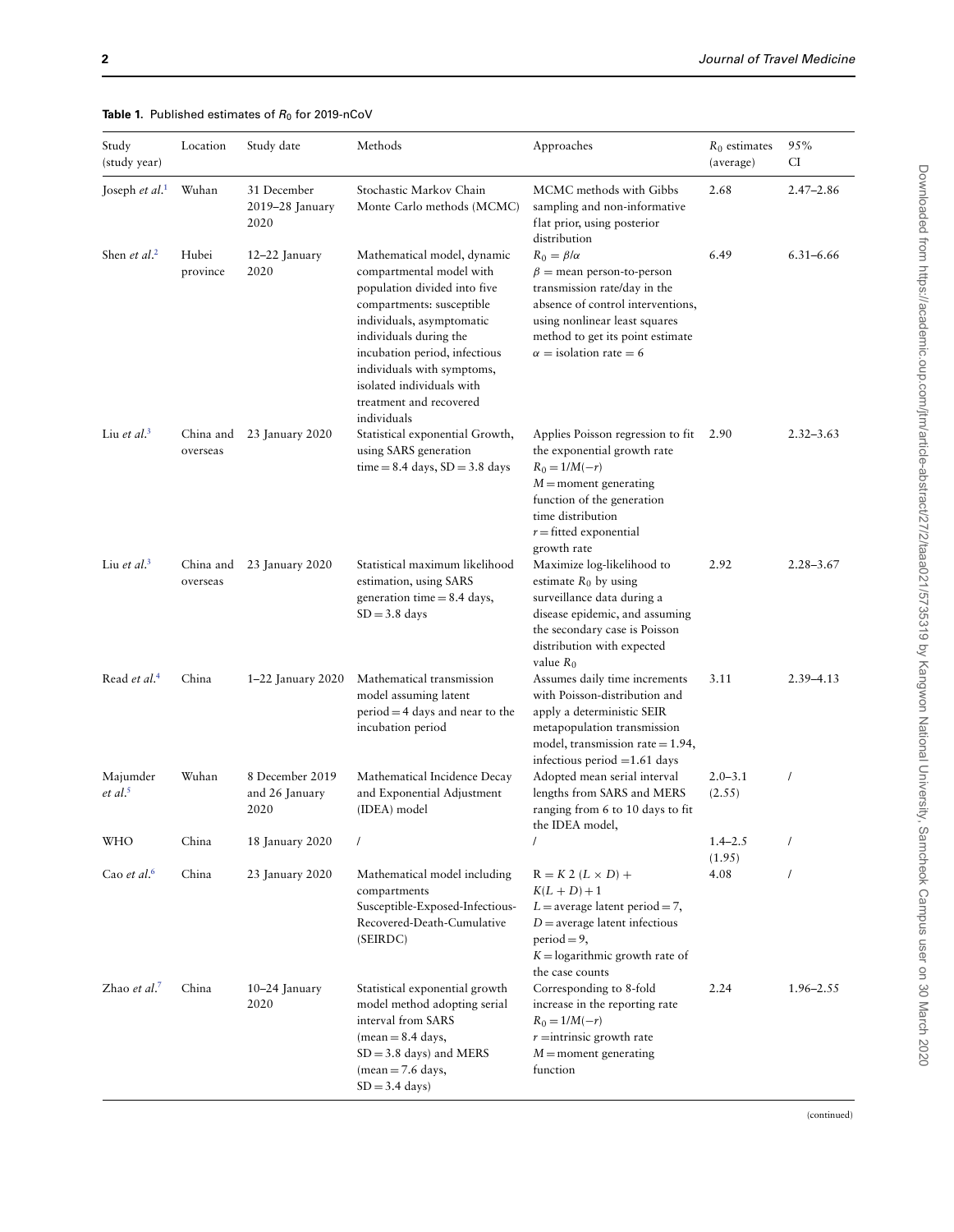**Table 1.** Published estimates of $R_0$ for 2019-nCoV

| Study (study year) | Location | Study date | Methods | Approaches | $R_0$ estimates (average) | 95% CI |
|---|---|---|---|---|---|---|
| Joseph *et al.*[1] | Wuhan | 31 December 2019–28 January 2020 | Stochastic Markov Chain Monte Carlo methods (MCMC) | MCMC methods with Gibbs sampling and non-informative flat prior, using posterior distribution | 2.68 | 2.47–2.86 |
| Shen *et al.*[2] | Hubei province | 12–22 January 2020 | Mathematical model, dynamic compartmental model with population divided into five compartments: susceptible individuals, asymptomatic individuals during the incubation period, infectious individuals with symptoms, isolated individuals with treatment and recovered individuals | $R_0 = \beta/\alpha$ $\beta$ = mean person-to-person transmission rate/day in the absence of control interventions, using nonlinear least squares method to get its point estimate $\alpha$ = isolation rate = 6 | 6.49 | 6.31–6.66 |
| Liu *et al.*[3] | China and overseas | 23 January 2020 | Statistical exponential Growth, using SARS generation time = 8.4 days, SD = 3.8 days | Applies Poisson regression to fit the exponential growth rate $R_0 = 1/M(-r)$ $M$ = moment generating function of the generation time distribution $r$ = fitted exponential growth rate | 2.90 | 2.32–3.63 |
| Liu *et al.*[3] | China and overseas | 23 January 2020 | Statistical maximum likelihood estimation, using SARS generation time = 8.4 days, SD = 3.8 days | Maximize log-likelihood to estimate $R_0$ by using surveillance data during a disease epidemic, and assuming the secondary case is Poisson distribution with expected value $R_0$ | 2.92 | 2.28–3.67 |
| Read *et al.*[4] | China | 1–22 January 2020 | Mathematical transmission model assuming latent period = 4 days and near to the incubation period | Assumes daily time increments with Poisson-distribution and apply a deterministic SEIR metapopulation transmission model, transmission rate = 1.94, infectious period = 1.61 days | 3.11 | 2.39–4.13 |
| Majumder *et al.*[5] | Wuhan | 8 December 2019 and 26 January 2020 | Mathematical Incidence Decay and Exponential Adjustment (IDEA) model | Adopted mean serial interval lengths from SARS and MERS ranging from 6 to 10 days to fit the IDEA model, | 2.0–3.1 (2.55) | / |
| WHO | China | 18 January 2020 | / | / | 1.4–2.5 (1.95) | / |
| Cao *et al.*[6] | China | 23 January 2020 | Mathematical model including compartments Susceptible-Exposed-Infectious-Recovered-Death-Cumulative (SEIRDC) | $R = K\,2\,(L \times D) + K(L + D) + 1$ $L$ = average latent period = 7, $D$ = average latent infectious period = 9, $K$ = logarithmic growth rate of the case counts | 4.08 | / |
| Zhao *et al.*[7] | China | 10–24 January 2020 | Statistical exponential growth model method adopting serial interval from SARS (mean = 8.4 days, SD = 3.8 days) and MERS (mean = 7.6 days, SD = 3.4 days) | Corresponding to 8-fold increase in the reporting rate $R_0 = 1/M(-r)$ $r$ = intrinsic growth rate $M$ = moment generating function | 2.24 | 1.96–2.55 |

(continued)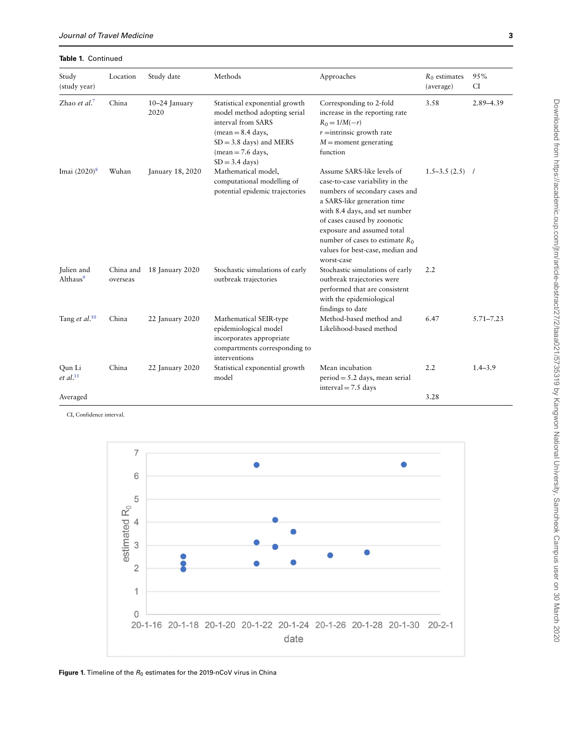**Table 1.** Continued

| Study (study year) | Location | Study date | Methods | Approaches | $R_0$ estimates (average) | 95% CI |
|---|---|---|---|---|---|---|
| Zhao *et al.*[7] | China | 10–24 January 2020 | Statistical exponential growth model method adopting serial interval from SARS (mean = 8.4 days, SD = 3.8 days) and MERS (mean = 7.6 days, SD = 3.4 days) | Corresponding to 2-fold increase in the reporting rate $R_0 = 1/M(-r)$ $r$ = intrinsic growth rate $M$ = moment generating function | 3.58 | 2.89–4.39 |
| Imai (2020)[8] | Wuhan | January 18, 2020 | Mathematical model, computational modelling of potential epidemic trajectories | Assume SARS-like levels of case-to-case variability in the numbers of secondary cases and a SARS-like generation time with 8.4 days, and set number of cases caused by zoonotic exposure and assumed total number of cases to estimate $R_0$ values for best-case, median and worst-case | 1.5–3.5 (2.5) | / |
| Julien and Althaus[9] | China and overseas | 18 January 2020 | Stochastic simulations of early outbreak trajectories | Stochastic simulations of early outbreak trajectories were performed that are consistent with the epidemiological findings to date | 2.2 | |
| Tang *et al.*[10] | China | 22 January 2020 | Mathematical SEIR-type epidemiological model incorporates appropriate compartments corresponding to interventions | Method-based method and Likelihood-based method | 6.47 | 5.71–7.23 |
| Qun Li *et al.*[11] | China | 22 January 2020 | Statistical exponential growth model | Mean incubation period = 5.2 days, mean serial interval = 7.5 days | 2.2 | 1.4–3.9 |
| Averaged | | | | | 3.28 | |

CI, Confidence interval.

7
6
5
4
3
2
1
0
estimated $R_0$
20-1-16 20-1-18 20-1-20 20-1-22 20-1-24 20-1-26 20-1-28 20-1-30 20-2-1
date

**Figure 1.** Timeline of the $R_0$ estimates for the 2019-nCoV virus in China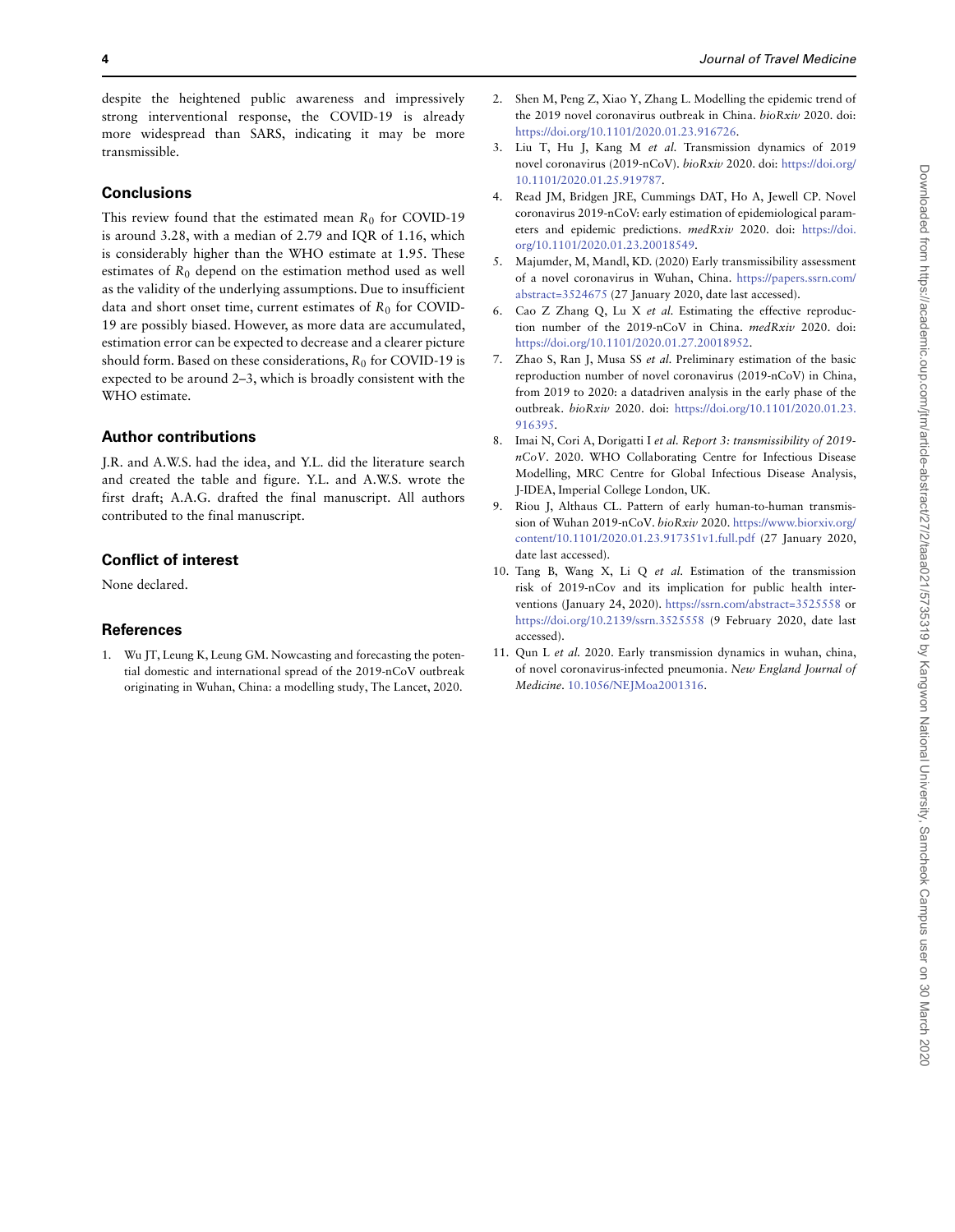despite the heightened public awareness and impressively strong interventional response, the COVID-19 is already more widespread than SARS, indicating it may be more transmissible.

## Conclusions

This review found that the estimated mean $R_0$ for COVID-19 is around 3.28, with a median of 2.79 and IQR of 1.16, which is considerably higher than the WHO estimate at 1.95. These estimates of $R_0$ depend on the estimation method used as well as the validity of the underlying assumptions. Due to insufficient data and short onset time, current estimates of $R_0$ for COVID-19 are possibly biased. However, as more data are accumulated, estimation error can be expected to decrease and a clearer picture should form. Based on these considerations, $R_0$ for COVID-19 is expected to be around 2–3, which is broadly consistent with the WHO estimate.

## Author contributions

J.R. and A.W.S. had the idea, and Y.L. did the literature search and created the table and figure. Y.L. and A.W.S. wrote the first draft; A.A.G. drafted the final manuscript. All authors contributed to the final manuscript.

## Conflict of interest

None declared.

## References

1. Wu JT, Leung K, Leung GM. Nowcasting and forecasting the potential domestic and international spread of the 2019-nCoV outbreak originating in Wuhan, China: a modelling study, The Lancet, 2020.
2. Shen M, Peng Z, Xiao Y, Zhang L. Modelling the epidemic trend of the 2019 novel coronavirus outbreak in China. *bioRxiv* 2020. doi: https://doi.org/10.1101/2020.01.23.916726.
3. Liu T, Hu J, Kang M *et al.* Transmission dynamics of 2019 novel coronavirus (2019-nCoV). *bioRxiv* 2020. doi: https://doi.org/10.1101/2020.01.25.919787.
4. Read JM, Bridgen JRE, Cummings DAT, Ho A, Jewell CP. Novel coronavirus 2019-nCoV: early estimation of epidemiological parameters and epidemic predictions. *medRxiv* 2020. doi: https://doi.org/10.1101/2020.01.23.20018549.
5. Majumder, M, Mandl, KD. (2020) Early transmissibility assessment of a novel coronavirus in Wuhan, China. https://papers.ssrn.com/abstract=3524675 (27 January 2020, date last accessed).
6. Cao Z Zhang Q, Lu X *et al.* Estimating the effective reproduction number of the 2019-nCoV in China. *medRxiv* 2020. doi: https://doi.org/10.1101/2020.01.27.20018952.
7. Zhao S, Ran J, Musa SS *et al.* Preliminary estimation of the basic reproduction number of novel coronavirus (2019-nCoV) in China, from 2019 to 2020: a datadriven analysis in the early phase of the outbreak. *bioRxiv* 2020. doi: https://doi.org/10.1101/2020.01.23.916395.
8. Imai N, Cori A, Dorigatti I *et al. Report 3: transmissibility of 2019-nCoV*. 2020. WHO Collaborating Centre for Infectious Disease Modelling, MRC Centre for Global Infectious Disease Analysis, J-IDEA, Imperial College London, UK.
9. Riou J, Althaus CL. Pattern of early human-to-human transmission of Wuhan 2019-nCoV. *bioRxiv* 2020. https://www.biorxiv.org/content/10.1101/2020.01.23.917351v1.full.pdf (27 January 2020, date last accessed).
10. Tang B, Wang X, Li Q *et al.* Estimation of the transmission risk of 2019-nCov and its implication for public health interventions (January 24, 2020). https://ssrn.com/abstract=3525558 or https://doi.org/10.2139/ssrn.3525558 (9 February 2020, date last accessed).
11. Qun L *et al.* 2020. Early transmission dynamics in wuhan, china, of novel coronavirus-infected pneumonia. *New England Journal of Medicine*. 10.1056/NEJMoa2001316.